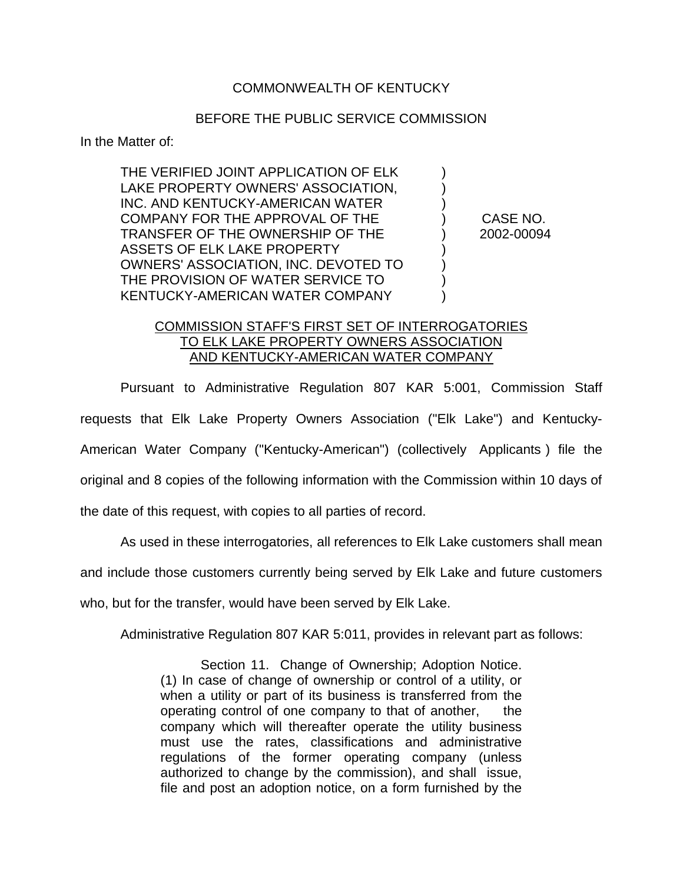COMMONWEALTH OF KENTUCKY

BEFORE THE PUBLIC SERVICE COMMISSION

In the Matter of:

| | | |
|---|---|---|
| THE VERIFIED JOINT APPLICATION OF ELK LAKE PROPERTY OWNERS' ASSOCIATION, INC. AND KENTUCKY-AMERICAN WATER COMPANY FOR THE APPROVAL OF THE TRANSFER OF THE OWNERSHIP OF THE ASSETS OF ELK LAKE PROPERTY OWNERS' ASSOCIATION, INC. DEVOTED TO THE PROVISION OF WATER SERVICE TO KENTUCKY-AMERICAN WATER COMPANY | ) | CASE NO. 2002-00094 |

COMMISSION STAFF'S FIRST SET OF INTERROGATORIES TO ELK LAKE PROPERTY OWNERS ASSOCIATION AND KENTUCKY-AMERICAN WATER COMPANY

Pursuant to Administrative Regulation 807 KAR 5:001, Commission Staff requests that Elk Lake Property Owners Association ("Elk Lake") and Kentucky-American Water Company ("Kentucky-American") (collectively Applicants ) file the original and 8 copies of the following information with the Commission within 10 days of the date of this request, with copies to all parties of record.

As used in these interrogatories, all references to Elk Lake customers shall mean and include those customers currently being served by Elk Lake and future customers who, but for the transfer, would have been served by Elk Lake.

Administrative Regulation 807 KAR 5:011, provides in relevant part as follows:

> Section 11. Change of Ownership; Adoption Notice. (1) In case of change of ownership or control of a utility, or when a utility or part of its business is transferred from the operating control of one company to that of another, the company which will thereafter operate the utility business must use the rates, classifications and administrative regulations of the former operating company (unless authorized to change by the commission), and shall issue, file and post an adoption notice, on a form furnished by the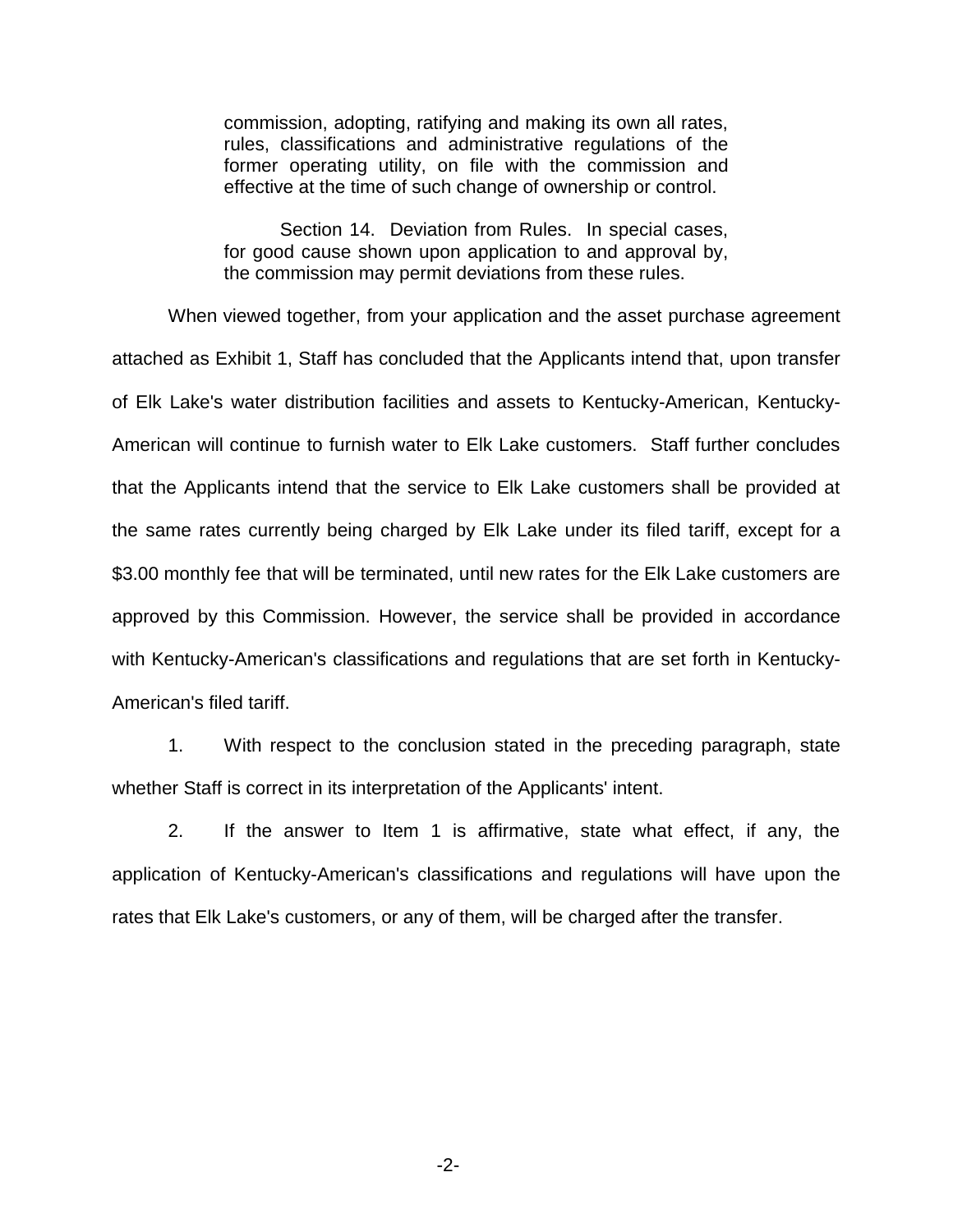> commission, adopting, ratifying and making its own all rates, rules, classifications and administrative regulations of the former operating utility, on file with the commission and effective at the time of such change of ownership or control.
>
> Section 14. Deviation from Rules. In special cases, for good cause shown upon application to and approval by, the commission may permit deviations from these rules.

When viewed together, from your application and the asset purchase agreement attached as Exhibit 1, Staff has concluded that the Applicants intend that, upon transfer of Elk Lake's water distribution facilities and assets to Kentucky-American, Kentucky-American will continue to furnish water to Elk Lake customers. Staff further concludes that the Applicants intend that the service to Elk Lake customers shall be provided at the same rates currently being charged by Elk Lake under its filed tariff, except for a $3.00 monthly fee that will be terminated, until new rates for the Elk Lake customers are approved by this Commission. However, the service shall be provided in accordance with Kentucky-American's classifications and regulations that are set forth in Kentucky-American's filed tariff.

1. With respect to the conclusion stated in the preceding paragraph, state whether Staff is correct in its interpretation of the Applicants' intent.

2. If the answer to Item 1 is affirmative, state what effect, if any, the application of Kentucky-American's classifications and regulations will have upon the rates that Elk Lake's customers, or any of them, will be charged after the transfer.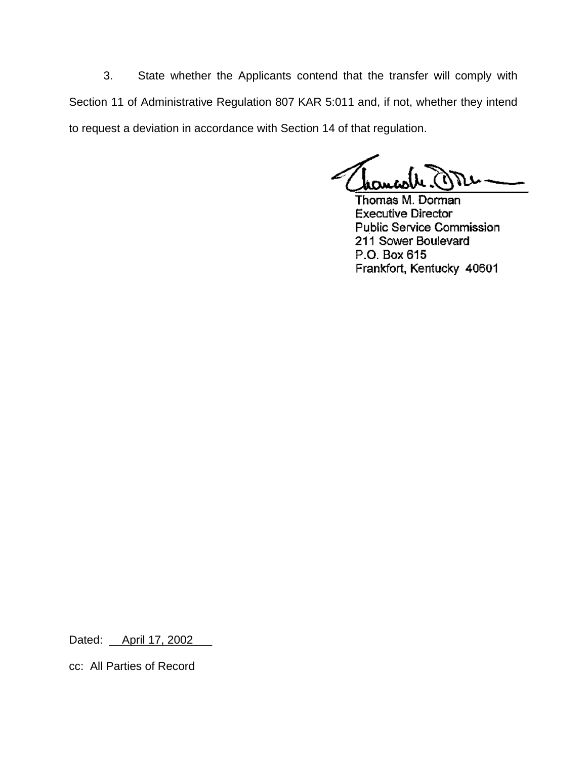3. State whether the Applicants contend that the transfer will comply with Section 11 of Administrative Regulation 807 KAR 5:011 and, if not, whether they intend to request a deviation in accordance with Section 14 of that regulation.

Thomas M. Dorman
Executive Director
Public Service Commission
211 Sower Boulevard
P.O. Box 615
Frankfort, Kentucky 40601

Dated: __April 17, 2002___

cc: All Parties of Record